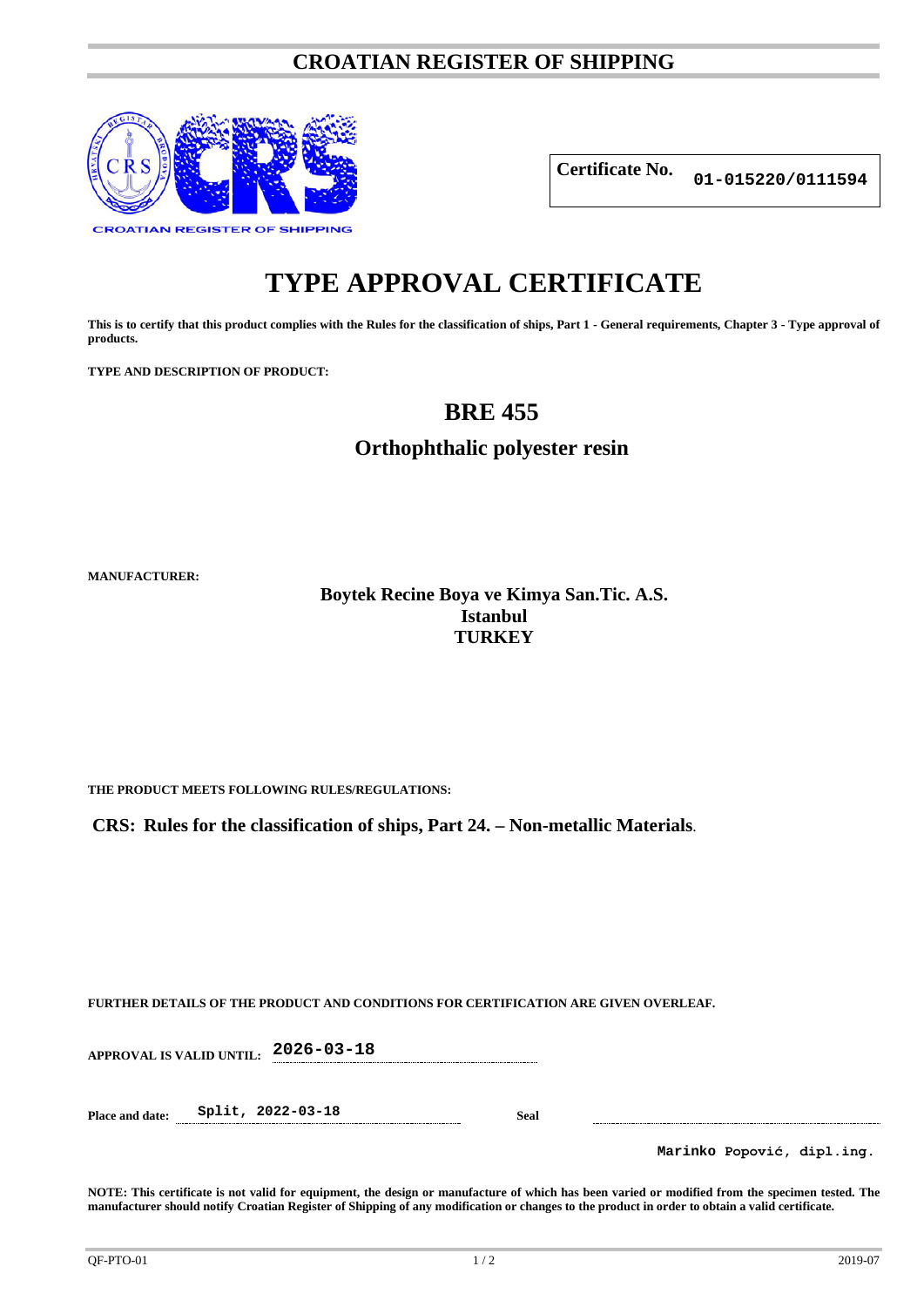# CROATIAN REGISTER OF SHIPPING

CROATIAN REGISTER OF SHIPPING

**Certificate No.** **01-015220/0111594**

# TYPE APPROVAL CERTIFICATE

**This is to certify that this product complies with the Rules for the classification of ships, Part 1 - General requirements, Chapter 3 - Type approval of products.**

**TYPE AND DESCRIPTION OF PRODUCT:**

## BRE 455

### Orthophthalic polyester resin

**MANUFACTURER:**

**Boytek Recine Boya ve Kimya San.Tic. A.S.**
**Istanbul**
**TURKEY**

**THE PRODUCT MEETS FOLLOWING RULES/REGULATIONS:**

**CRS: Rules for the classification of ships, Part 24. – Non-metallic Materials**.

**FURTHER DETAILS OF THE PRODUCT AND CONDITIONS FOR CERTIFICATION ARE GIVEN OVERLEAF.**

**APPROVAL IS VALID UNTIL:** **2026-03-18**

**Place and date:** Split, 2022-03-18 **Seal**

**Marinko Popović, dipl.ing.**

**NOTE: This certificate is not valid for equipment, the design or manufacture of which has been varied or modified from the specimen tested. The manufacturer should notify Croatian Register of Shipping of any modification or changes to the product in order to obtain a valid certificate.**

QF-PTO-01 2019-07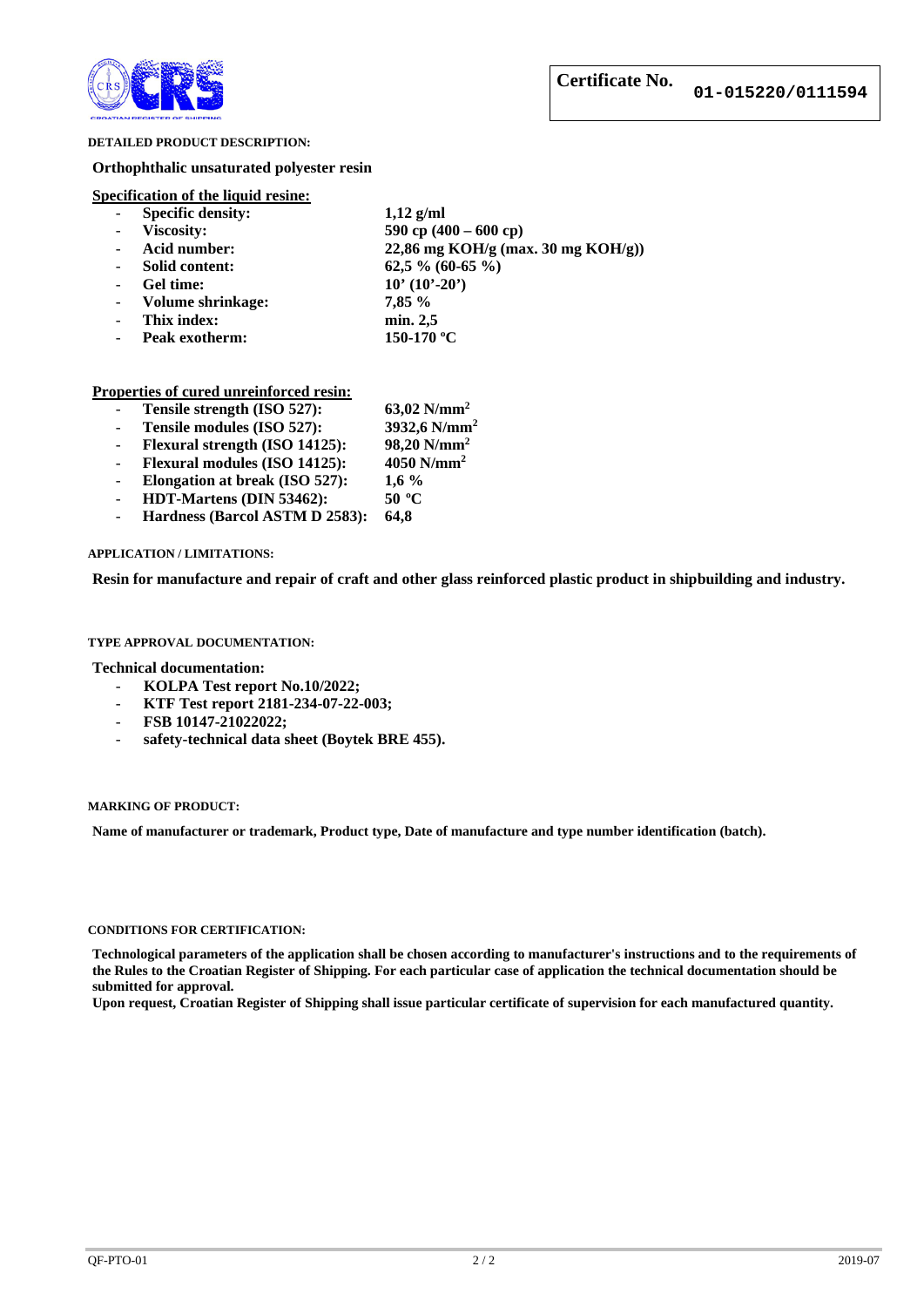**Certificate No.** 01-015220/0111594

**DETAILED PRODUCT DESCRIPTION:**

**Orthophthalic unsaturated polyester resin**

**Specification of the liquid resine:**

| | |
|---|---|
| - **Specific density:** | **1,12 g/ml** |
| - **Viscosity:** | **590 cp (400 – 600 cp)** |
| - **Acid number:** | **22,86 mg KOH/g (max. 30 mg KOH/g))** |
| - **Solid content:** | **62,5 % (60-65 %)** |
| - **Gel time:** | **10' (10'-20')** |
| - **Volume shrinkage:** | **7,85 %** |
| - **Thix index:** | **min. 2,5** |
| - **Peak exotherm:** | **150-170 ºC** |

**Properties of cured unreinforced resin:**

| | |
|---|---|
| - **Tensile strength (ISO 527):** | **63,02 N/mm²** |
| - **Tensile modules (ISO 527):** | **3932,6 N/mm²** |
| - **Flexural strength (ISO 14125):** | **98,20 N/mm²** |
| - **Flexural modules (ISO 14125):** | **4050 N/mm²** |
| - **Elongation at break (ISO 527):** | **1,6 %** |
| - **HDT-Martens (DIN 53462):** | **50 ºC** |
| - **Hardness (Barcol ASTM D 2583):** | **64,8** |

**APPLICATION / LIMITATIONS:**

**Resin for manufacture and repair of craft and other glass reinforced plastic product in shipbuilding and industry.**

**TYPE APPROVAL DOCUMENTATION:**

**Technical documentation:**

- **KOLPA Test report No.10/2022;**
- **KTF Test report 2181-234-07-22-003;**
- **FSB 10147-21022022;**
- **safety-technical data sheet (Boytek BRE 455).**

**MARKING OF PRODUCT:**

**Name of manufacturer or trademark, Product type, Date of manufacture and type number identification (batch).**

**CONDITIONS FOR CERTIFICATION:**

**Technological parameters of the application shall be chosen according to manufacturer's instructions and to the requirements of the Rules to the Croatian Register of Shipping. For each particular case of application the technical documentation should be submitted for approval.**

**Upon request, Croatian Register of Shipping shall issue particular certificate of supervision for each manufactured quantity.**